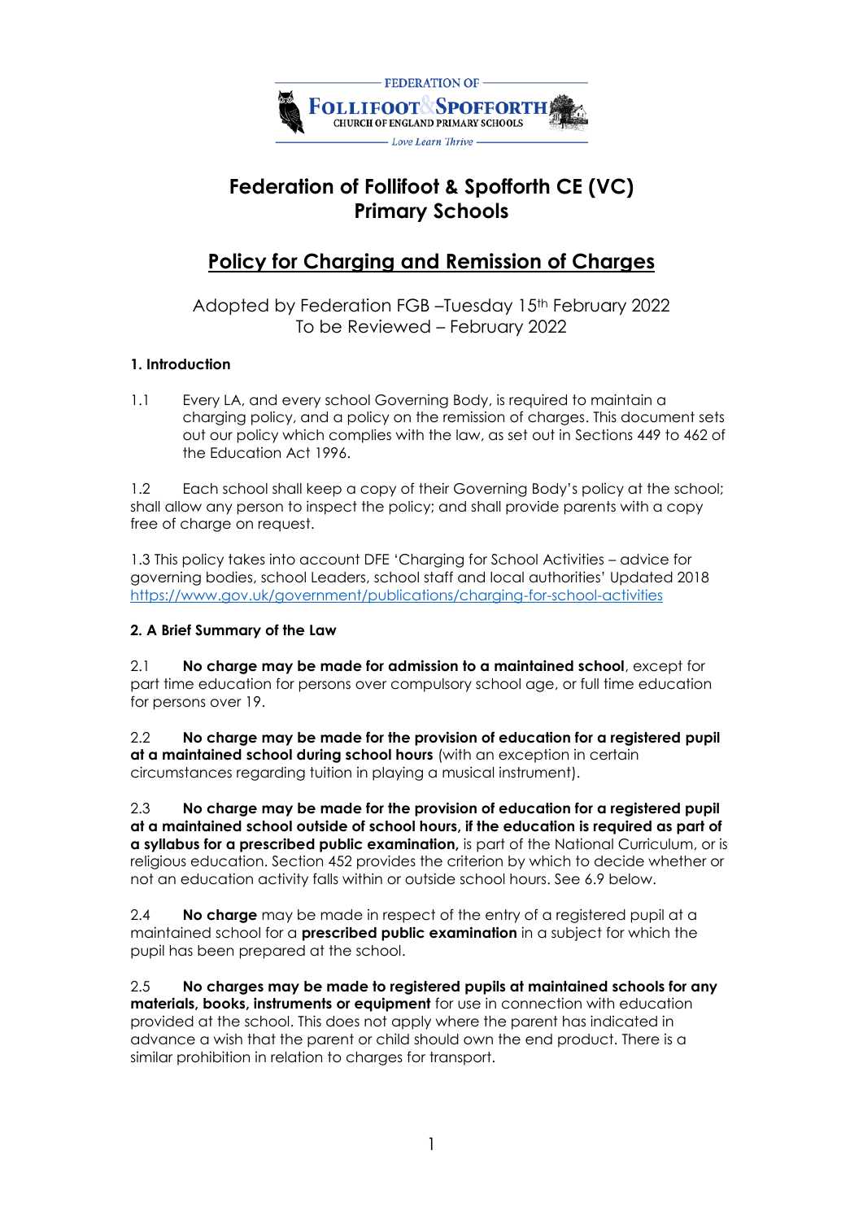# Federation of Follifoot & Spofforth CE (VC) Primary Schools

## Policy for Charging and Remission of Charges

Adopted by Federation FGB –Tuesday 15th February 2022
To be Reviewed – February 2022

### 1. Introduction

1.1 Every LA, and every school Governing Body, is required to maintain a charging policy, and a policy on the remission of charges. This document sets out our policy which complies with the law, as set out in Sections 449 to 462 of the Education Act 1996.

1.2 Each school shall keep a copy of their Governing Body's policy at the school; shall allow any person to inspect the policy; and shall provide parents with a copy free of charge on request.

1.3 This policy takes into account DFE 'Charging for School Activities – advice for governing bodies, school Leaders, school staff and local authorities' Updated 2018 https://www.gov.uk/government/publications/charging-for-school-activities

### 2. A Brief Summary of the Law

2.1 **No charge may be made for admission to a maintained school**, except for part time education for persons over compulsory school age, or full time education for persons over 19.

2.2 **No charge may be made for the provision of education for a registered pupil at a maintained school during school hours** (with an exception in certain circumstances regarding tuition in playing a musical instrument).

2.3 **No charge may be made for the provision of education for a registered pupil at a maintained school outside of school hours, if the education is required as part of a syllabus for a prescribed public examination,** is part of the National Curriculum, or is religious education. Section 452 provides the criterion by which to decide whether or not an education activity falls within or outside school hours. See 6.9 below.

2.4 **No charge** may be made in respect of the entry of a registered pupil at a maintained school for a **prescribed public examination** in a subject for which the pupil has been prepared at the school.

2.5 **No charges may be made to registered pupils at maintained schools for any materials, books, instruments or equipment** for use in connection with education provided at the school. This does not apply where the parent has indicated in advance a wish that the parent or child should own the end product. There is a similar prohibition in relation to charges for transport.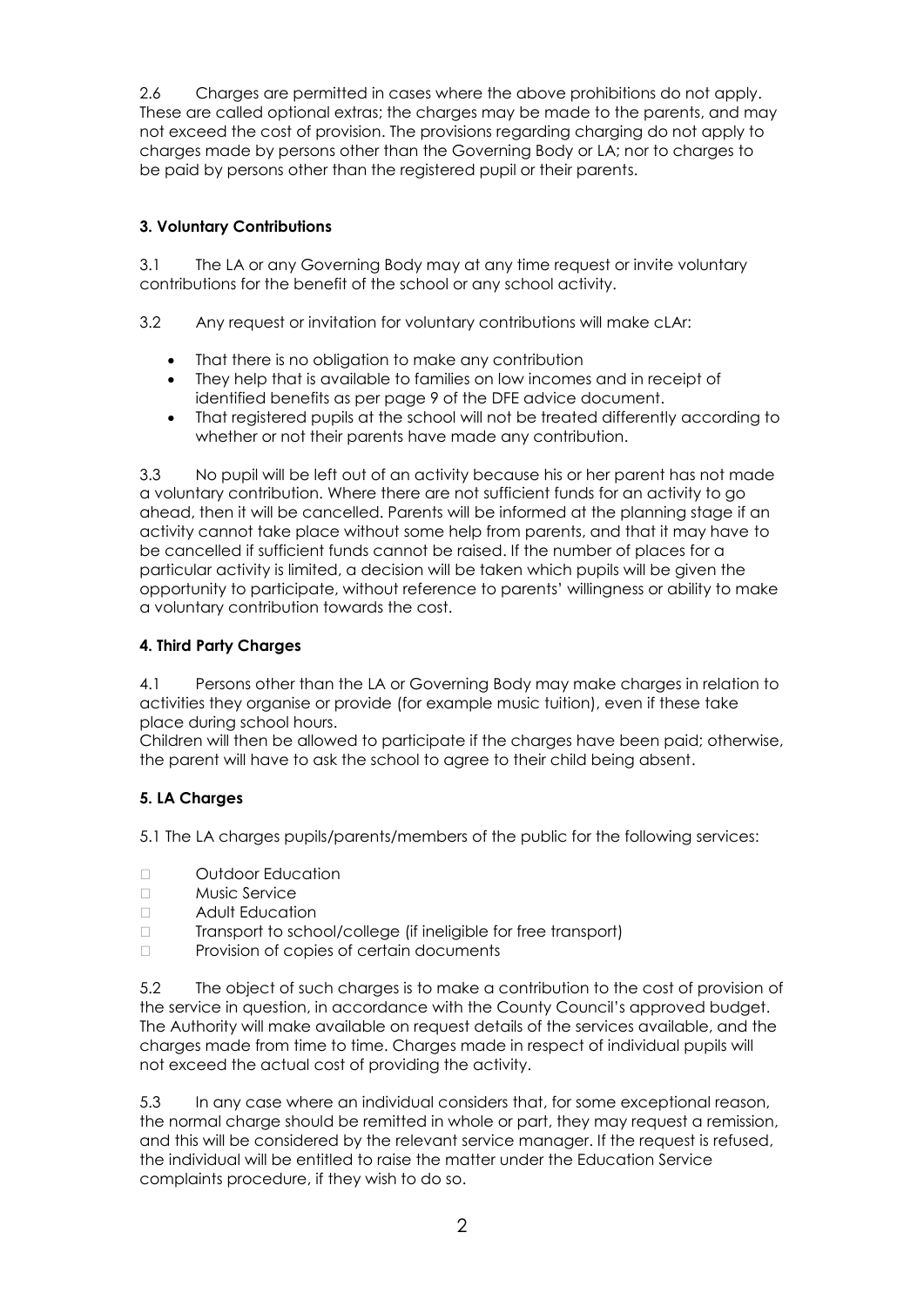2.6 Charges are permitted in cases where the above prohibitions do not apply. These are called optional extras; the charges may be made to the parents, and may not exceed the cost of provision. The provisions regarding charging do not apply to charges made by persons other than the Governing Body or LA; nor to charges to be paid by persons other than the registered pupil or their parents.

### 3. Voluntary Contributions

3.1 The LA or any Governing Body may at any time request or invite voluntary contributions for the benefit of the school or any school activity.

3.2 Any request or invitation for voluntary contributions will make cLAr:

- That there is no obligation to make any contribution
- They help that is available to families on low incomes and in receipt of identified benefits as per page 9 of the DFE advice document.
- That registered pupils at the school will not be treated differently according to whether or not their parents have made any contribution.

3.3 No pupil will be left out of an activity because his or her parent has not made a voluntary contribution. Where there are not sufficient funds for an activity to go ahead, then it will be cancelled. Parents will be informed at the planning stage if an activity cannot take place without some help from parents, and that it may have to be cancelled if sufficient funds cannot be raised. If the number of places for a particular activity is limited, a decision will be taken which pupils will be given the opportunity to participate, without reference to parents' willingness or ability to make a voluntary contribution towards the cost.

### 4. Third Party Charges

4.1 Persons other than the LA or Governing Body may make charges in relation to activities they organise or provide (for example music tuition), even if these take place during school hours.
Children will then be allowed to participate if the charges have been paid; otherwise, the parent will have to ask the school to agree to their child being absent.

### 5. LA Charges

5.1 The LA charges pupils/parents/members of the public for the following services:

- Outdoor Education
- Music Service
- Adult Education
- Transport to school/college (if ineligible for free transport)
- Provision of copies of certain documents

5.2 The object of such charges is to make a contribution to the cost of provision of the service in question, in accordance with the County Council's approved budget. The Authority will make available on request details of the services available, and the charges made from time to time. Charges made in respect of individual pupils will not exceed the actual cost of providing the activity.

5.3 In any case where an individual considers that, for some exceptional reason, the normal charge should be remitted in whole or part, they may request a remission, and this will be considered by the relevant service manager. If the request is refused, the individual will be entitled to raise the matter under the Education Service complaints procedure, if they wish to do so.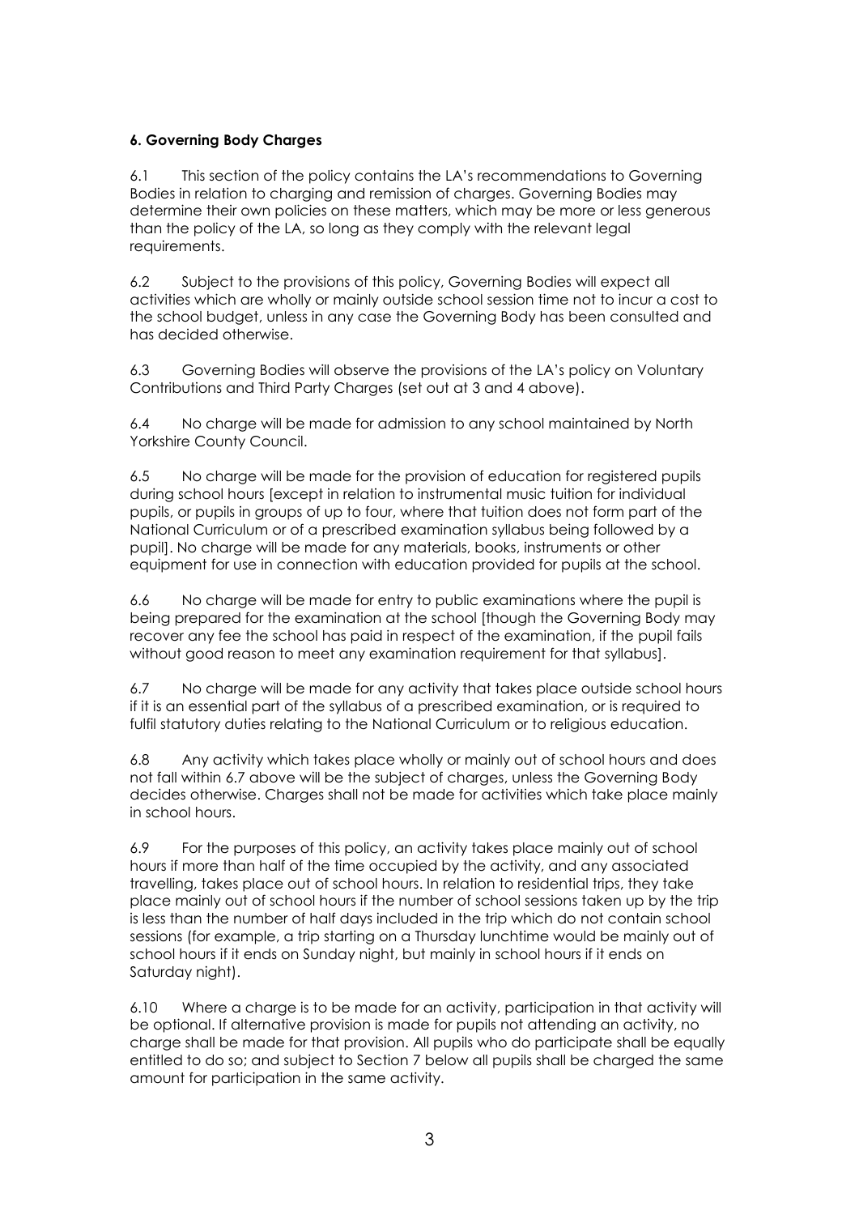**6. Governing Body Charges**

6.1 This section of the policy contains the LA's recommendations to Governing Bodies in relation to charging and remission of charges. Governing Bodies may determine their own policies on these matters, which may be more or less generous than the policy of the LA, so long as they comply with the relevant legal requirements.

6.2 Subject to the provisions of this policy, Governing Bodies will expect all activities which are wholly or mainly outside school session time not to incur a cost to the school budget, unless in any case the Governing Body has been consulted and has decided otherwise.

6.3 Governing Bodies will observe the provisions of the LA's policy on Voluntary Contributions and Third Party Charges (set out at 3 and 4 above).

6.4 No charge will be made for admission to any school maintained by North Yorkshire County Council.

6.5 No charge will be made for the provision of education for registered pupils during school hours [except in relation to instrumental music tuition for individual pupils, or pupils in groups of up to four, where that tuition does not form part of the National Curriculum or of a prescribed examination syllabus being followed by a pupil]. No charge will be made for any materials, books, instruments or other equipment for use in connection with education provided for pupils at the school.

6.6 No charge will be made for entry to public examinations where the pupil is being prepared for the examination at the school [though the Governing Body may recover any fee the school has paid in respect of the examination, if the pupil fails without good reason to meet any examination requirement for that syllabus].

6.7 No charge will be made for any activity that takes place outside school hours if it is an essential part of the syllabus of a prescribed examination, or is required to fulfil statutory duties relating to the National Curriculum or to religious education.

6.8 Any activity which takes place wholly or mainly out of school hours and does not fall within 6.7 above will be the subject of charges, unless the Governing Body decides otherwise. Charges shall not be made for activities which take place mainly in school hours.

6.9 For the purposes of this policy, an activity takes place mainly out of school hours if more than half of the time occupied by the activity, and any associated travelling, takes place out of school hours. In relation to residential trips, they take place mainly out of school hours if the number of school sessions taken up by the trip is less than the number of half days included in the trip which do not contain school sessions (for example, a trip starting on a Thursday lunchtime would be mainly out of school hours if it ends on Sunday night, but mainly in school hours if it ends on Saturday night).

6.10 Where a charge is to be made for an activity, participation in that activity will be optional. If alternative provision is made for pupils not attending an activity, no charge shall be made for that provision. All pupils who do participate shall be equally entitled to do so; and subject to Section 7 below all pupils shall be charged the same amount for participation in the same activity.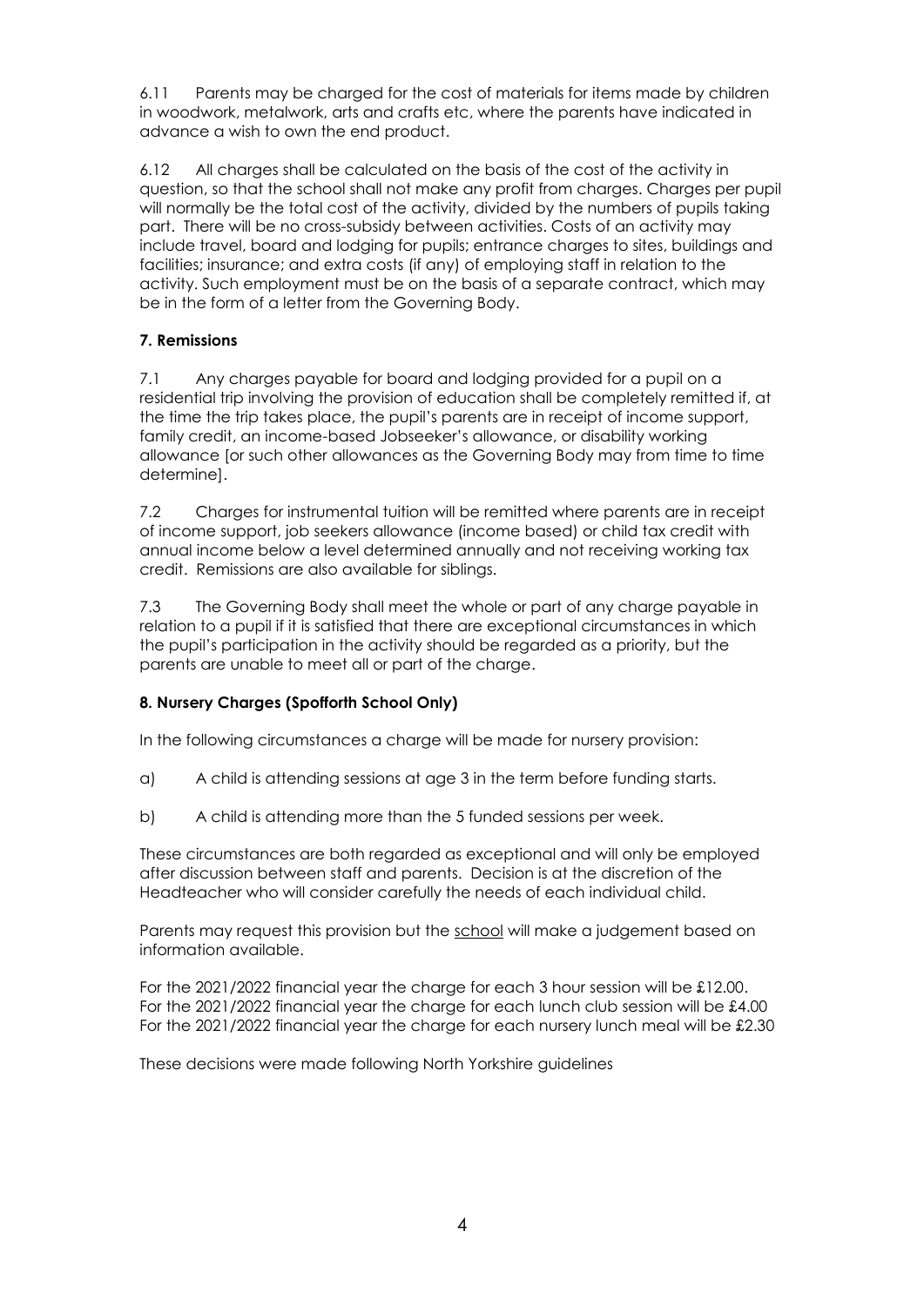6.11 Parents may be charged for the cost of materials for items made by children in woodwork, metalwork, arts and crafts etc, where the parents have indicated in advance a wish to own the end product.

6.12 All charges shall be calculated on the basis of the cost of the activity in question, so that the school shall not make any profit from charges. Charges per pupil will normally be the total cost of the activity, divided by the numbers of pupils taking part. There will be no cross-subsidy between activities. Costs of an activity may include travel, board and lodging for pupils; entrance charges to sites, buildings and facilities; insurance; and extra costs (if any) of employing staff in relation to the activity. Such employment must be on the basis of a separate contract, which may be in the form of a letter from the Governing Body.

**7. Remissions**

7.1 Any charges payable for board and lodging provided for a pupil on a residential trip involving the provision of education shall be completely remitted if, at the time the trip takes place, the pupil's parents are in receipt of income support, family credit, an income-based Jobseeker's allowance, or disability working allowance [or such other allowances as the Governing Body may from time to time determine].

7.2 Charges for instrumental tuition will be remitted where parents are in receipt of income support, job seekers allowance (income based) or child tax credit with annual income below a level determined annually and not receiving working tax credit. Remissions are also available for siblings.

7.3 The Governing Body shall meet the whole or part of any charge payable in relation to a pupil if it is satisfied that there are exceptional circumstances in which the pupil's participation in the activity should be regarded as a priority, but the parents are unable to meet all or part of the charge.

**8. Nursery Charges (Spofforth School Only)**

In the following circumstances a charge will be made for nursery provision:

a) A child is attending sessions at age 3 in the term before funding starts.

b) A child is attending more than the 5 funded sessions per week.

These circumstances are both regarded as exceptional and will only be employed after discussion between staff and parents. Decision is at the discretion of the Headteacher who will consider carefully the needs of each individual child.

Parents may request this provision but the <u>school</u> will make a judgement based on information available.

For the 2021/2022 financial year the charge for each 3 hour session will be £12.00.
For the 2021/2022 financial year the charge for each lunch club session will be £4.00
For the 2021/2022 financial year the charge for each nursery lunch meal will be £2.30

These decisions were made following North Yorkshire guidelines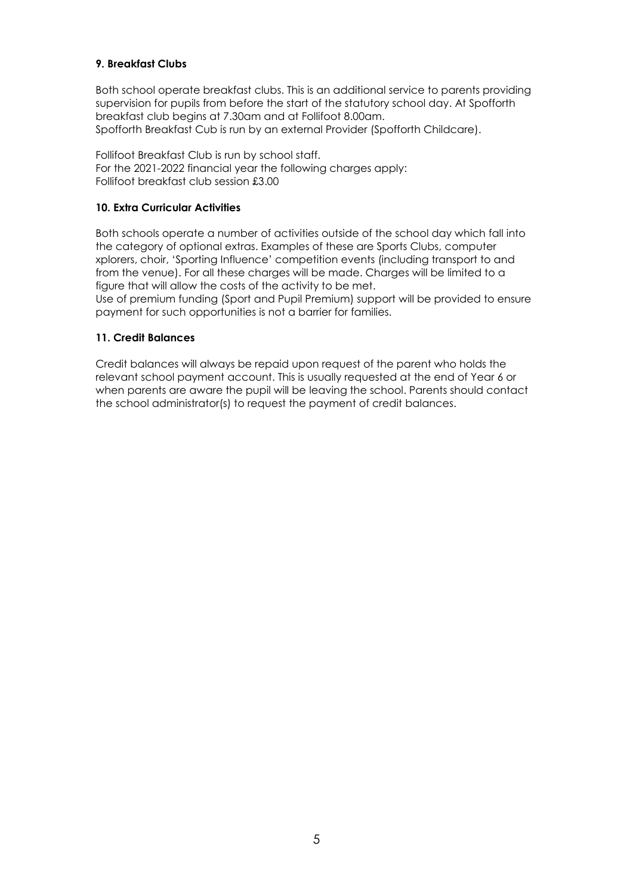#### 9. Breakfast Clubs

Both school operate breakfast clubs. This is an additional service to parents providing supervision for pupils from before the start of the statutory school day. At Spofforth breakfast club begins at 7.30am and at Follifoot 8.00am.
Spofforth Breakfast Cub is run by an external Provider (Spofforth Childcare).

Follifoot Breakfast Club is run by school staff.
For the 2021-2022 financial year the following charges apply:
Follifoot breakfast club session £3.00

#### 10. Extra Curricular Activities

Both schools operate a number of activities outside of the school day which fall into the category of optional extras. Examples of these are Sports Clubs, computer xplorers, choir, 'Sporting Influence' competition events (including transport to and from the venue). For all these charges will be made. Charges will be limited to a figure that will allow the costs of the activity to be met.
Use of premium funding (Sport and Pupil Premium) support will be provided to ensure payment for such opportunities is not a barrier for families.

#### 11. Credit Balances

Credit balances will always be repaid upon request of the parent who holds the relevant school payment account. This is usually requested at the end of Year 6 or when parents are aware the pupil will be leaving the school. Parents should contact the school administrator(s) to request the payment of credit balances.